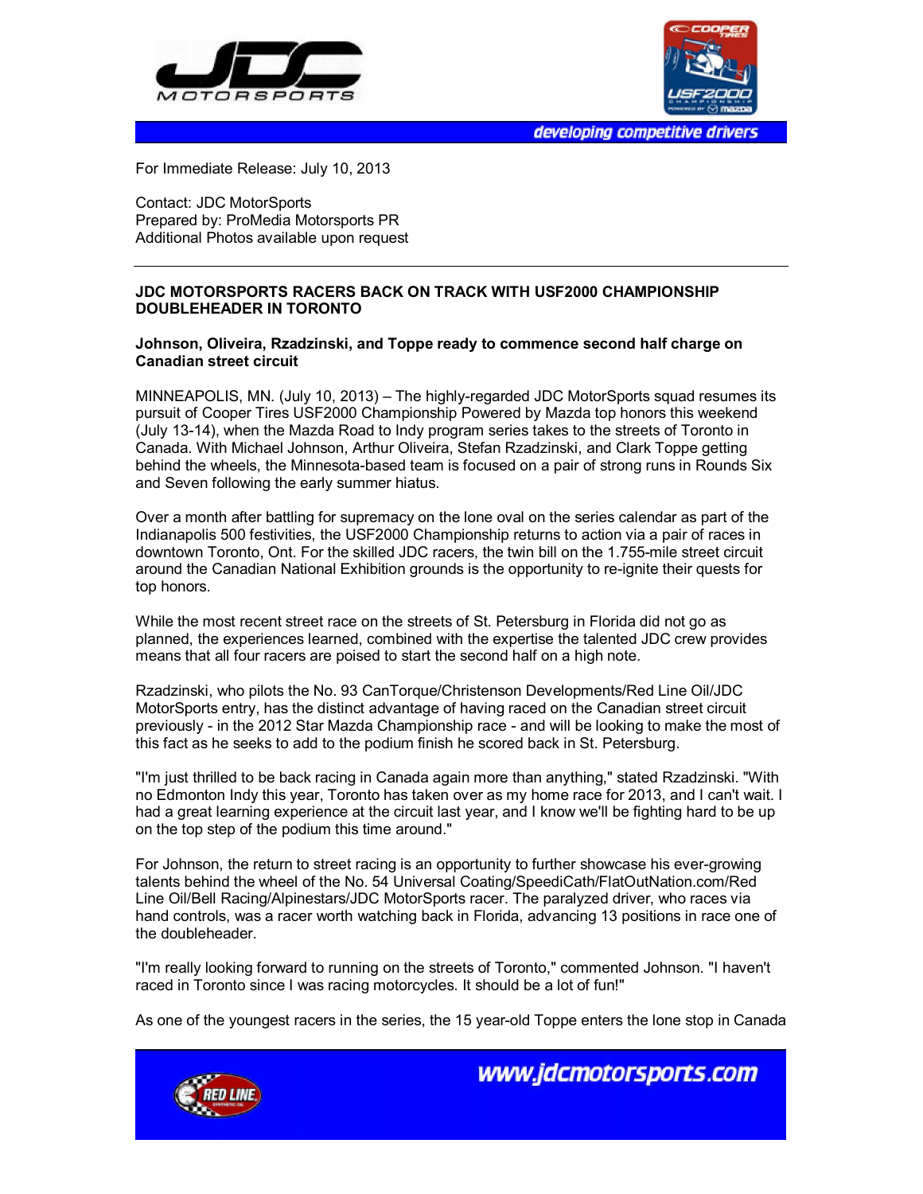For Immediate Release: July 10, 2013

Contact: JDC MotorSports
Prepared by: ProMedia Motorsports PR
Additional Photos available upon request

---

**JDC MOTORSPORTS RACERS BACK ON TRACK WITH USF2000 CHAMPIONSHIP DOUBLEHEADER IN TORONTO**

**Johnson, Oliveira, Rzadzinski, and Toppe ready to commence second half charge on Canadian street circuit**

MINNEAPOLIS, MN. (July 10, 2013) – The highly-regarded JDC MotorSports squad resumes its pursuit of Cooper Tires USF2000 Championship Powered by Mazda top honors this weekend (July 13-14), when the Mazda Road to Indy program series takes to the streets of Toronto in Canada. With Michael Johnson, Arthur Oliveira, Stefan Rzadzinski, and Clark Toppe getting behind the wheels, the Minnesota-based team is focused on a pair of strong runs in Rounds Six and Seven following the early summer hiatus.

Over a month after battling for supremacy on the lone oval on the series calendar as part of the Indianapolis 500 festivities, the USF2000 Championship returns to action via a pair of races in downtown Toronto, Ont. For the skilled JDC racers, the twin bill on the 1.755-mile street circuit around the Canadian National Exhibition grounds is the opportunity to re-ignite their quests for top honors.

While the most recent street race on the streets of St. Petersburg in Florida did not go as planned, the experiences learned, combined with the expertise the talented JDC crew provides means that all four racers are poised to start the second half on a high note.

Rzadzinski, who pilots the No. 93 CanTorque/Christenson Developments/Red Line Oil/JDC MotorSports entry, has the distinct advantage of having raced on the Canadian street circuit previously - in the 2012 Star Mazda Championship race - and will be looking to make the most of this fact as he seeks to add to the podium finish he scored back in St. Petersburg.

"I'm just thrilled to be back racing in Canada again more than anything," stated Rzadzinski. "With no Edmonton Indy this year, Toronto has taken over as my home race for 2013, and I can't wait. I had a great learning experience at the circuit last year, and I know we'll be fighting hard to be up on the top step of the podium this time around."

For Johnson, the return to street racing is an opportunity to further showcase his ever-growing talents behind the wheel of the No. 54 Universal Coating/SpeediCath/FlatOutNation.com/Red Line Oil/Bell Racing/Alpinestars/JDC MotorSports racer. The paralyzed driver, who races via hand controls, was a racer worth watching back in Florida, advancing 13 positions in race one of the doubleheader.

"I'm really looking forward to running on the streets of Toronto," commented Johnson. "I haven't raced in Toronto since I was racing motorcycles. It should be a lot of fun!"

As one of the youngest racers in the series, the 15 year-old Toppe enters the lone stop in Canada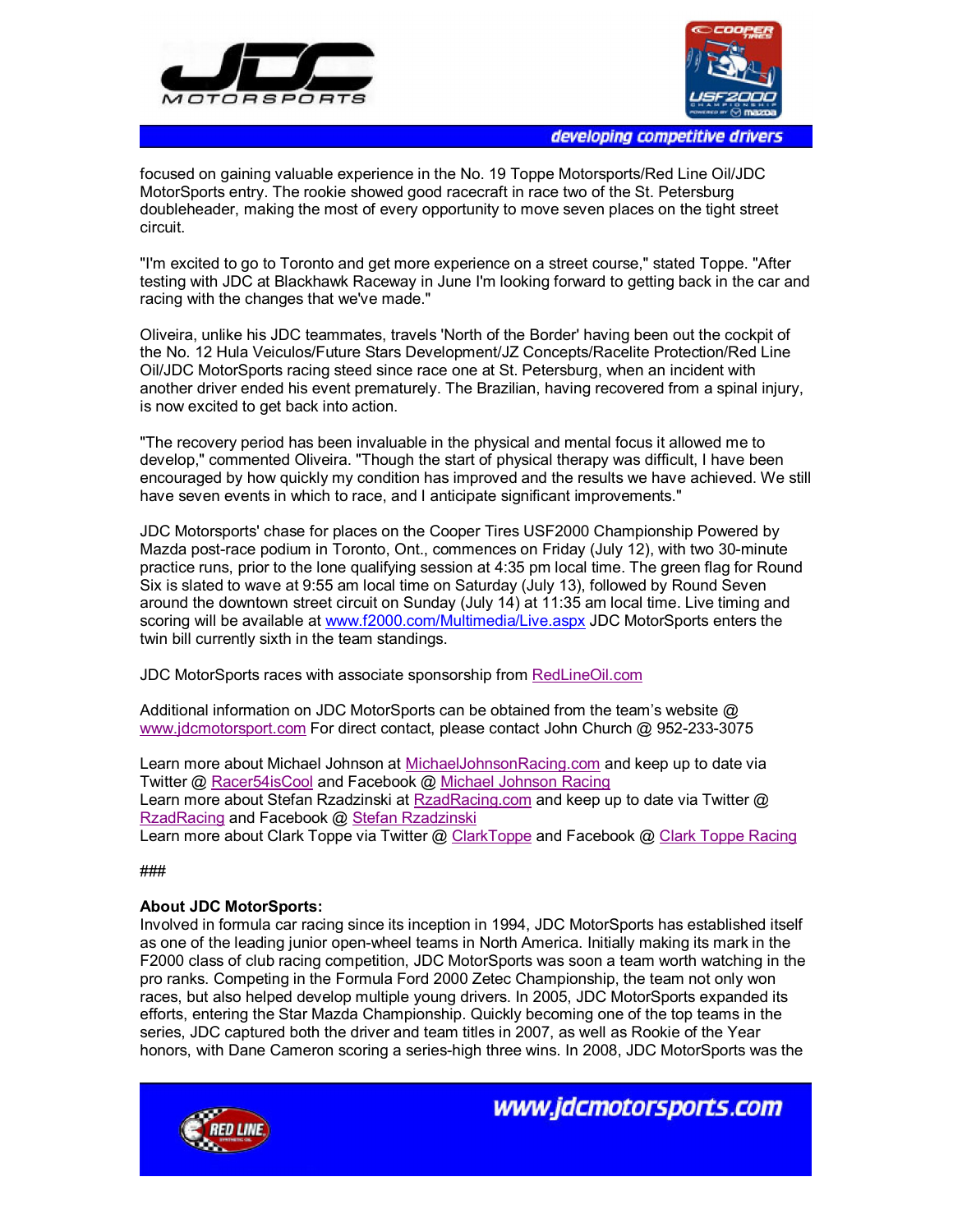focused on gaining valuable experience in the No. 19 Toppe Motorsports/Red Line Oil/JDC MotorSports entry. The rookie showed good racecraft in race two of the St. Petersburg doubleheader, making the most of every opportunity to move seven places on the tight street circuit.

"I'm excited to go to Toronto and get more experience on a street course," stated Toppe. "After testing with JDC at Blackhawk Raceway in June I'm looking forward to getting back in the car and racing with the changes that we've made."

Oliveira, unlike his JDC teammates, travels 'North of the Border' having been out the cockpit of the No. 12 Hula Veiculos/Future Stars Development/JZ Concepts/Racelite Protection/Red Line Oil/JDC MotorSports racing steed since race one at St. Petersburg, when an incident with another driver ended his event prematurely. The Brazilian, having recovered from a spinal injury, is now excited to get back into action.

"The recovery period has been invaluable in the physical and mental focus it allowed me to develop," commented Oliveira. "Though the start of physical therapy was difficult, I have been encouraged by how quickly my condition has improved and the results we have achieved. We still have seven events in which to race, and I anticipate significant improvements."

JDC Motorsports' chase for places on the Cooper Tires USF2000 Championship Powered by Mazda post-race podium in Toronto, Ont., commences on Friday (July 12), with two 30-minute practice runs, prior to the lone qualifying session at 4:35 pm local time. The green flag for Round Six is slated to wave at 9:55 am local time on Saturday (July 13), followed by Round Seven around the downtown street circuit on Sunday (July 14) at 11:35 am local time. Live timing and scoring will be available at www.f2000.com/Multimedia/Live.aspx JDC MotorSports enters the twin bill currently sixth in the team standings.

JDC MotorSports races with associate sponsorship from RedLineOil.com

Additional information on JDC MotorSports can be obtained from the team's website @ www.jdcmotorsport.com For direct contact, please contact John Church @ 952-233-3075

Learn more about Michael Johnson at MichaelJohnsonRacing.com and keep up to date via Twitter @ Racer54isCool and Facebook @ Michael Johnson Racing
Learn more about Stefan Rzadzinski at RzadRacing.com and keep up to date via Twitter @ RzadRacing and Facebook @ Stefan Rzadzinski
Learn more about Clark Toppe via Twitter @ ClarkToppe and Facebook @ Clark Toppe Racing

###

**About JDC MotorSports:**
Involved in formula car racing since its inception in 1994, JDC MotorSports has established itself as one of the leading junior open-wheel teams in North America. Initially making its mark in the F2000 class of club racing competition, JDC MotorSports was soon a team worth watching in the pro ranks. Competing in the Formula Ford 2000 Zetec Championship, the team not only won races, but also helped develop multiple young drivers. In 2005, JDC MotorSports expanded its efforts, entering the Star Mazda Championship. Quickly becoming one of the top teams in the series, JDC captured both the driver and team titles in 2007, as well as Rookie of the Year honors, with Dane Cameron scoring a series-high three wins. In 2008, JDC MotorSports was the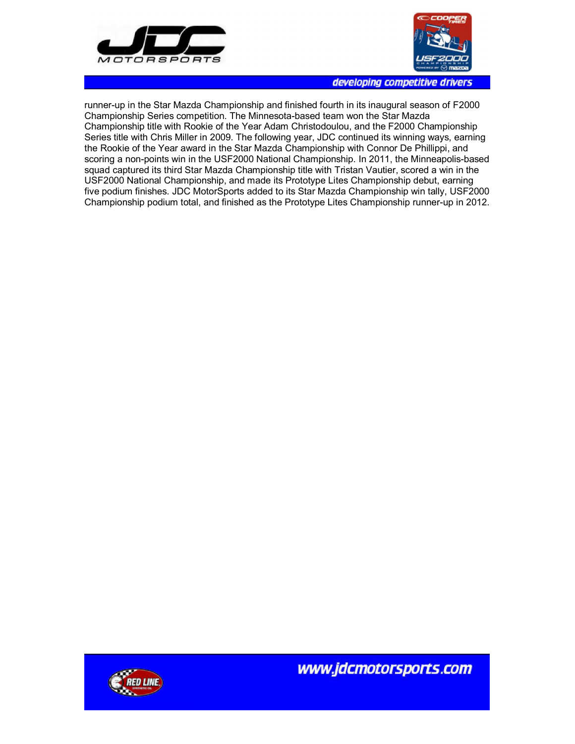runner-up in the Star Mazda Championship and finished fourth in its inaugural season of F2000 Championship Series competition. The Minnesota-based team won the Star Mazda Championship title with Rookie of the Year Adam Christodoulou, and the F2000 Championship Series title with Chris Miller in 2009. The following year, JDC continued its winning ways, earning the Rookie of the Year award in the Star Mazda Championship with Connor De Phillippi, and scoring a non-points win in the USF2000 National Championship. In 2011, the Minneapolis-based squad captured its third Star Mazda Championship title with Tristan Vautier, scored a win in the USF2000 National Championship, and made its Prototype Lites Championship debut, earning five podium finishes. JDC MotorSports added to its Star Mazda Championship win tally, USF2000 Championship podium total, and finished as the Prototype Lites Championship runner-up in 2012.